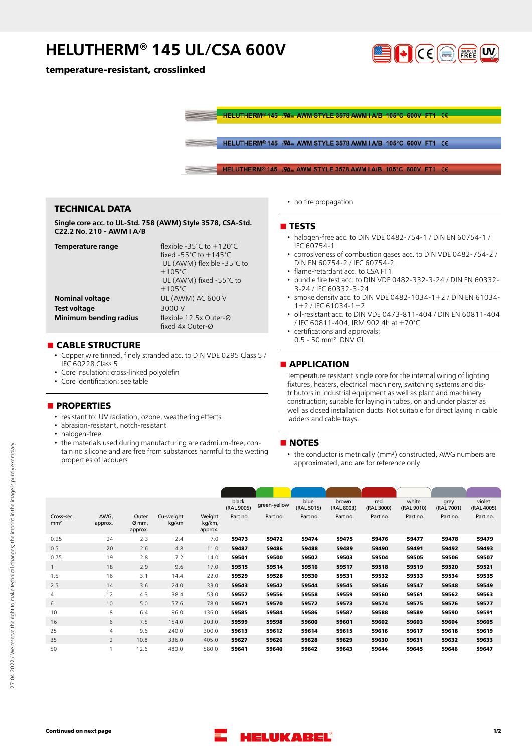# HELUTHERM® 145 UL/CSA 600V

**temperature-resistant, crosslinked**

HELUTHERM® 145 AWM STYLE 3578 AWM I A/B 105°C 600V FT1 CE

## TECHNICAL DATA

**Single core acc. to UL-Std. 758 (AWM) Style 3578, CSA-Std. C22.2 No. 210 - AWM I A/B**

| | |
|---|---|
| **Temperature range** | flexible -35°C to +120°C<br>fixed -55°C to +145°C<br>UL (AWM) flexible -35°C to +105°C<br>UL (AWM) fixed -55°C to +105°C |
| **Nominal voltage** | UL (AWM) AC 600 V |
| **Test voltage** | 3000 V |
| **Minimum bending radius** | flexible 12.5x Outer-Ø<br>fixed 4x Outer-Ø |

## CABLE STRUCTURE

- Copper wire tinned, finely stranded acc. to DIN VDE 0295 Class 5 / IEC 60228 Class 5
- Core insulation: cross-linked polyolefin
- Core identification: see table

## PROPERTIES

- resistant to: UV radiation, ozone, weathering effects
- abrasion-resistant, notch-resistant
- halogen-free
- the materials used during manufacturing are cadmium-free, contain no silicone and are free from substances harmful to the wetting properties of lacquers
- no fire propagation

## TESTS

- halogen-free acc. to DIN VDE 0482-754-1 / DIN EN 60754-1 / IEC 60754-1
- corrosiveness of combustion gases acc. to DIN VDE 0482-754-2 / DIN EN 60754-2 / IEC 60754-2
- flame-retardant acc. to CSA FT1
- bundle fire test acc. to DIN VDE 0482-332-3-24 / DIN EN 60332-3-24 / IEC 60332-3-24
- smoke density acc. to DIN VDE 0482-1034-1+2 / DIN EN 61034-1+2 / IEC 61034-1+2
- oil-resistant acc. to DIN VDE 0473-811-404 / DIN EN 60811-404 / IEC 60811-404, IRM 902 4h at +70°C
- certifications and approvals:
  0.5 - 50 mm²: DNV GL

## APPLICATION

Temperature resistant single core for the internal wiring of lighting fixtures, heaters, electrical machinery, switching systems and distributors in industrial equipment as well as plant and machinery construction; suitable for laying in tubes, on and under plaster as well as closed installation ducts. Not suitable for direct laying in cable ladders and cable trays.

## NOTES

- the conductor is metrically (mm²) constructed, AWG numbers are approximated, and are for reference only

| Cross-sec. mm² | AWG, approx. | Outer Ø mm, approx. | Cu-weight kg/km | Weight kg/km, approx. | black (RAL 9005) Part no. | green-yellow Part no. | blue (RAL 5015) Part no. | brown (RAL 8003) Part no. | red (RAL 3000) Part no. | white (RAL 9010) Part no. | grey (RAL 7001) Part no. | violet (RAL 4005) Part no. |
|---|---|---|---|---|---|---|---|---|---|---|---|---|
| 0.25 | 24 | 2.3 | 2.4 | 7.0 | **59473** | **59472** | **59474** | **59475** | **59476** | **59477** | **59478** | **59479** |
| 0.5 | 20 | 2.6 | 4.8 | 11.0 | **59487** | **59486** | **59488** | **59489** | **59490** | **59491** | **59492** | **59493** |
| 0.75 | 19 | 2.8 | 7.2 | 14.0 | **59501** | **59500** | **59502** | **59503** | **59504** | **59505** | **59506** | **59507** |
| 1 | 18 | 2.9 | 9.6 | 17.0 | **59515** | **59514** | **59516** | **59517** | **59518** | **59519** | **59520** | **59521** |
| 1.5 | 16 | 3.1 | 14.4 | 22.0 | **59529** | **59528** | **59530** | **59531** | **59532** | **59533** | **59534** | **59535** |
| 2.5 | 14 | 3.6 | 24.0 | 33.0 | **59543** | **59542** | **59544** | **59545** | **59546** | **59547** | **59548** | **59549** |
| 4 | 12 | 4.3 | 38.4 | 53.0 | **59557** | **59556** | **59558** | **59559** | **59560** | **59561** | **59562** | **59563** |
| 6 | 10 | 5.0 | 57.6 | 78.0 | **59571** | **59570** | **59572** | **59573** | **59574** | **59575** | **59576** | **59577** |
| 10 | 8 | 6.4 | 96.0 | 136.0 | **59585** | **59584** | **59586** | **59587** | **59588** | **59589** | **59590** | **59591** |
| 16 | 6 | 7.5 | 154.0 | 203.0 | **59599** | **59598** | **59600** | **59601** | **59602** | **59603** | **59604** | **59605** |
| 25 | 4 | 9.6 | 240.0 | 300.0 | **59613** | **59612** | **59614** | **59615** | **59616** | **59617** | **59618** | **59619** |
| 35 | 2 | 10.8 | 336.0 | 405.0 | **59627** | **59626** | **59628** | **59629** | **59630** | **59631** | **59632** | **59633** |
| 50 | 1 | 12.6 | 480.0 | 580.0 | **59641** | **59640** | **59642** | **59643** | **59644** | **59645** | **59646** | **59647** |

27.04.2022 / We reserve the right to make technical changes; the imprint in the image is purely exemplary

**Continued on next page**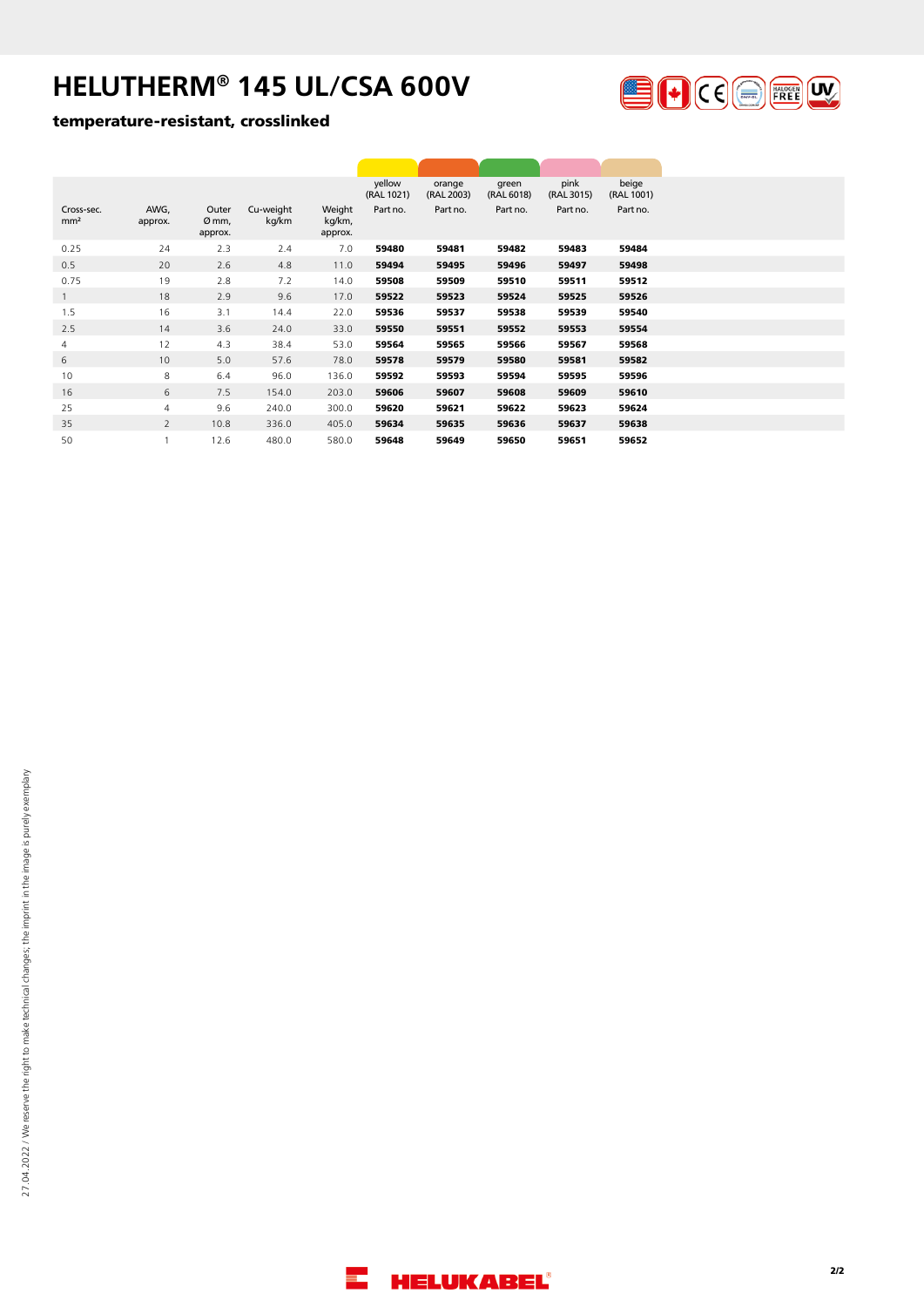# HELUTHERM® 145 UL/CSA 600V

## temperature-resistant, crosslinked

| Cross-sec. mm² | AWG, approx. | Outer Ø mm, approx. | Cu-weight kg/km | Weight kg/km, approx. | yellow (RAL 1021) Part no. | orange (RAL 2003) Part no. | green (RAL 6018) Part no. | pink (RAL 3015) Part no. | beige (RAL 1001) Part no. |
|---|---|---|---|---|---|---|---|---|---|
| 0.25 | 24 | 2.3 | 2.4 | 7.0 | **59480** | **59481** | **59482** | **59483** | **59484** |
| 0.5 | 20 | 2.6 | 4.8 | 11.0 | **59494** | **59495** | **59496** | **59497** | **59498** |
| 0.75 | 19 | 2.8 | 7.2 | 14.0 | **59508** | **59509** | **59510** | **59511** | **59512** |
| 1 | 18 | 2.9 | 9.6 | 17.0 | **59522** | **59523** | **59524** | **59525** | **59526** |
| 1.5 | 16 | 3.1 | 14.4 | 22.0 | **59536** | **59537** | **59538** | **59539** | **59540** |
| 2.5 | 14 | 3.6 | 24.0 | 33.0 | **59550** | **59551** | **59552** | **59553** | **59554** |
| 4 | 12 | 4.3 | 38.4 | 53.0 | **59564** | **59565** | **59566** | **59567** | **59568** |
| 6 | 10 | 5.0 | 57.6 | 78.0 | **59578** | **59579** | **59580** | **59581** | **59582** |
| 10 | 8 | 6.4 | 96.0 | 136.0 | **59592** | **59593** | **59594** | **59595** | **59596** |
| 16 | 6 | 7.5 | 154.0 | 203.0 | **59606** | **59607** | **59608** | **59609** | **59610** |
| 25 | 4 | 9.6 | 240.0 | 300.0 | **59620** | **59621** | **59622** | **59623** | **59624** |
| 35 | 2 | 10.8 | 336.0 | 405.0 | **59634** | **59635** | **59636** | **59637** | **59638** |
| 50 | 1 | 12.6 | 480.0 | 580.0 | **59648** | **59649** | **59650** | **59651** | **59652** |

27.04.2022 / We reserve the right to make technical changes; the imprint in the image is purely exemplary